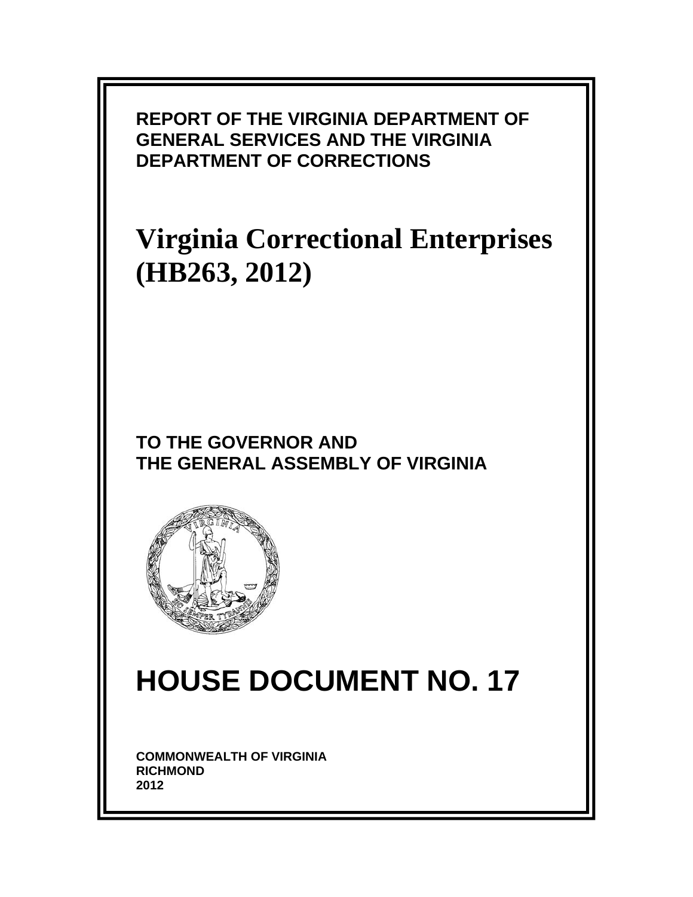**REPORT OF THE VIRGINIA DEPARTMENT OF GENERAL SERVICES AND THE VIRGINIA DEPARTMENT OF CORRECTIONS**

# Virginia Correctional Enterprises (HB263, 2012)

**TO THE GOVERNOR AND THE GENERAL ASSEMBLY OF VIRGINIA**

# HOUSE DOCUMENT NO. 17

**COMMONWEALTH OF VIRGINIA**
**RICHMOND**
**2012**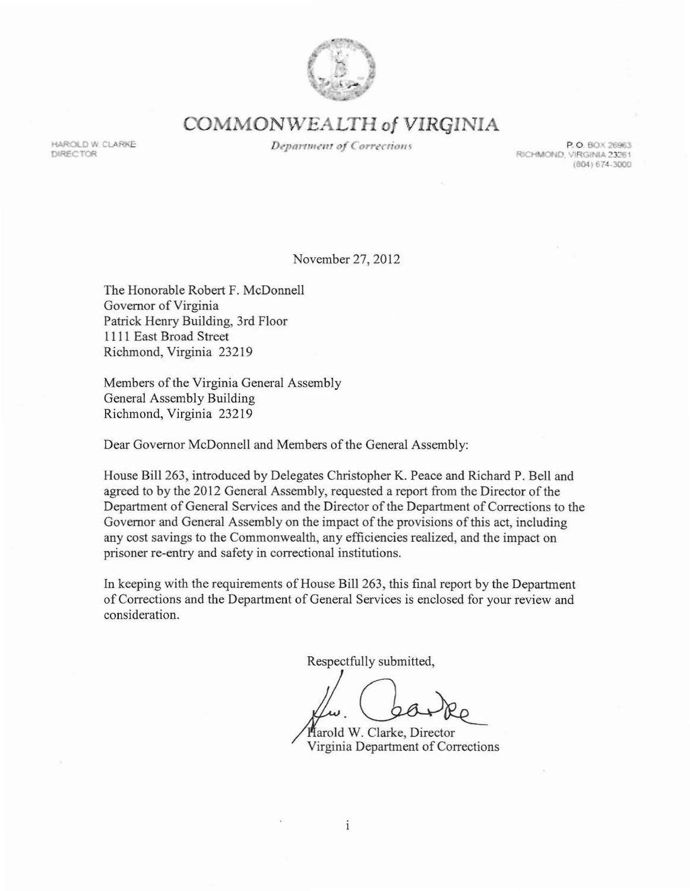# COMMONWEALTH of VIRGINIA

*Department of Corrections*

HAROLD W. CLARKE
DIRECTOR

P. O. BOX 26963
RICHMOND, VIRGINIA 23261
(804) 674-3000

November 27, 2012

The Honorable Robert F. McDonnell
Governor of Virginia
Patrick Henry Building, 3rd Floor
1111 East Broad Street
Richmond, Virginia 23219

Members of the Virginia General Assembly
General Assembly Building
Richmond, Virginia 23219

Dear Governor McDonnell and Members of the General Assembly:

House Bill 263, introduced by Delegates Christopher K. Peace and Richard P. Bell and agreed to by the 2012 General Assembly, requested a report from the Director of the Department of General Services and the Director of the Department of Corrections to the Governor and General Assembly on the impact of the provisions of this act, including any cost savings to the Commonwealth, any efficiencies realized, and the impact on prisoner re-entry and safety in correctional institutions.

In keeping with the requirements of House Bill 263, this final report by the Department of Corrections and the Department of General Services is enclosed for your review and consideration.

Respectfully submitted,

Harold W. Clarke, Director
Virginia Department of Corrections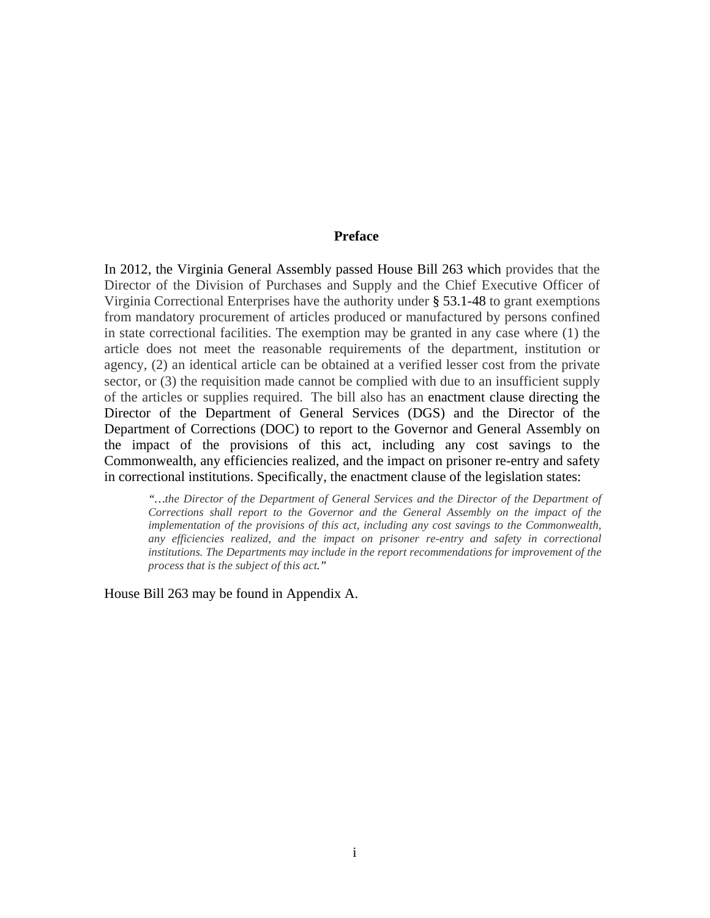## Preface

In 2012, the Virginia General Assembly passed House Bill 263 which provides that the Director of the Division of Purchases and Supply and the Chief Executive Officer of Virginia Correctional Enterprises have the authority under § 53.1-48 to grant exemptions from mandatory procurement of articles produced or manufactured by persons confined in state correctional facilities. The exemption may be granted in any case where (1) the article does not meet the reasonable requirements of the department, institution or agency, (2) an identical article can be obtained at a verified lesser cost from the private sector, or (3) the requisition made cannot be complied with due to an insufficient supply of the articles or supplies required. The bill also has an enactment clause directing the Director of the Department of General Services (DGS) and the Director of the Department of Corrections (DOC) to report to the Governor and General Assembly on the impact of the provisions of this act, including any cost savings to the Commonwealth, any efficiencies realized, and the impact on prisoner re-entry and safety in correctional institutions. Specifically, the enactment clause of the legislation states:

> *"…the Director of the Department of General Services and the Director of the Department of Corrections shall report to the Governor and the General Assembly on the impact of the implementation of the provisions of this act, including any cost savings to the Commonwealth, any efficiencies realized, and the impact on prisoner re-entry and safety in correctional institutions. The Departments may include in the report recommendations for improvement of the process that is the subject of this act."*

House Bill 263 may be found in Appendix A.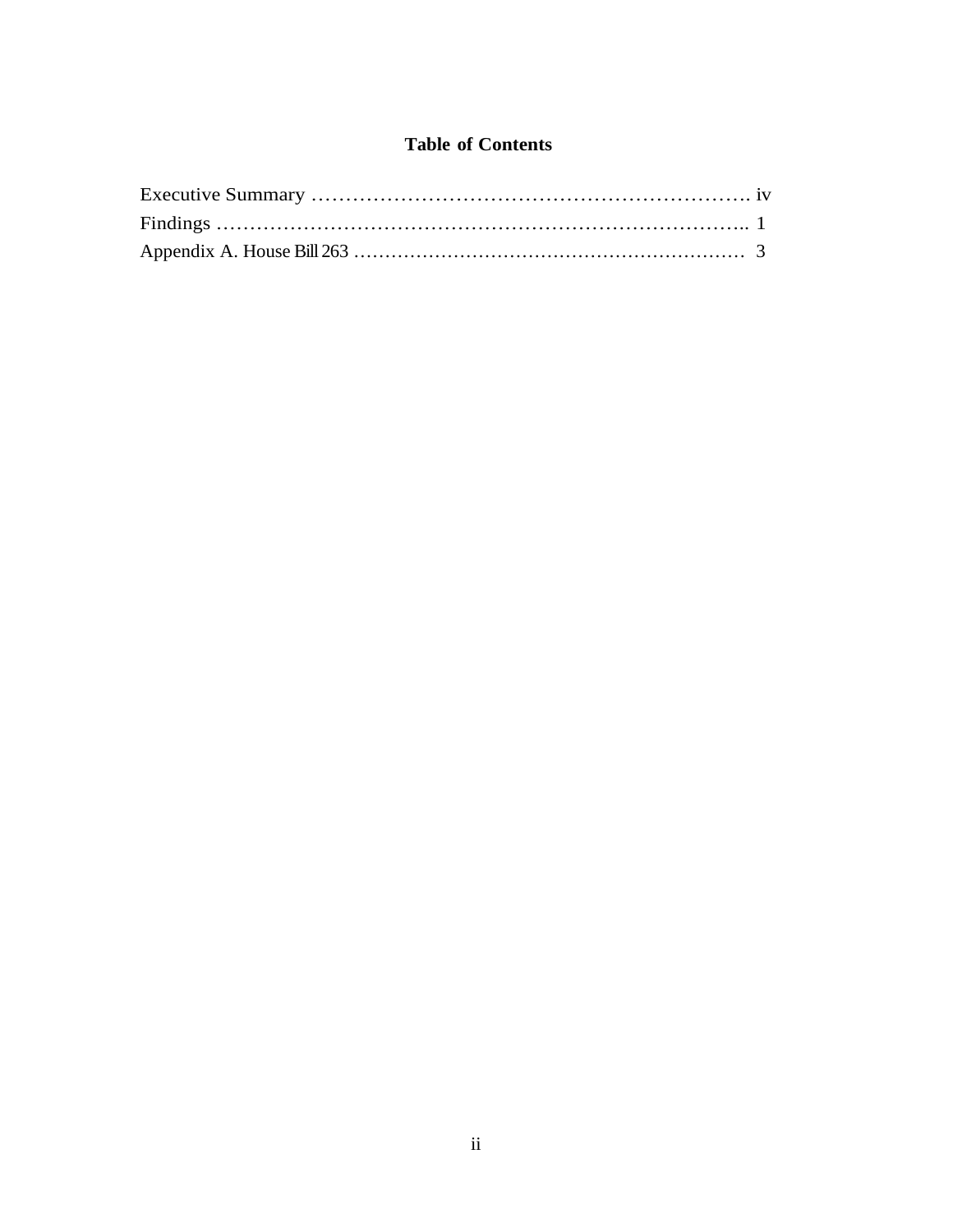# Table of Contents

Executive Summary ………………………………………………………. iv
Findings ………………………………………………………………….. 1
Appendix A. House Bill 263 ……………………………………………………. 3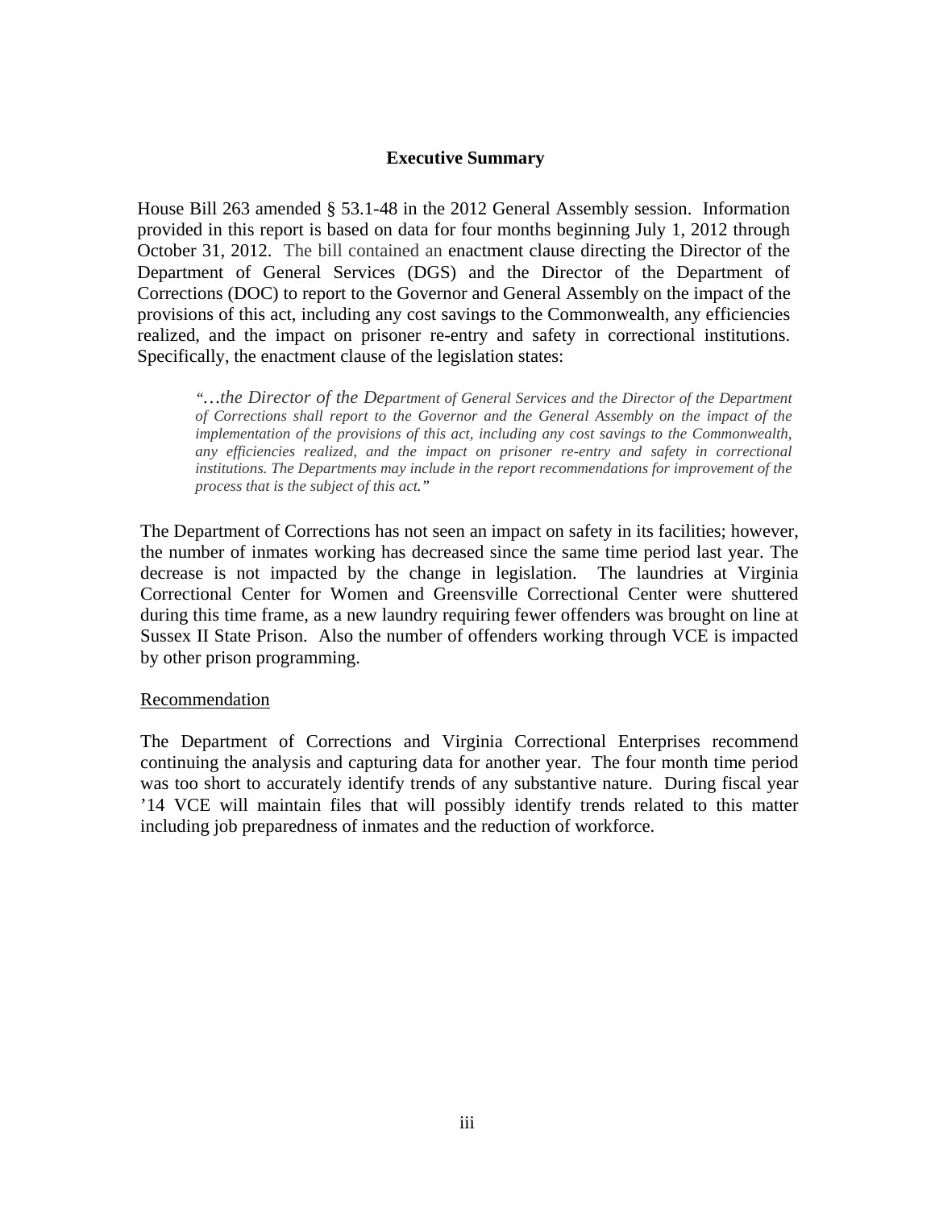## Executive Summary

House Bill 263 amended § 53.1-48 in the 2012 General Assembly session. Information provided in this report is based on data for four months beginning July 1, 2012 through October 31, 2012. The bill contained an enactment clause directing the Director of the Department of General Services (DGS) and the Director of the Department of Corrections (DOC) to report to the Governor and General Assembly on the impact of the provisions of this act, including any cost savings to the Commonwealth, any efficiencies realized, and the impact on prisoner re-entry and safety in correctional institutions. Specifically, the enactment clause of the legislation states:

> *"…the Director of the Department of General Services and the Director of the Department of Corrections shall report to the Governor and the General Assembly on the impact of the implementation of the provisions of this act, including any cost savings to the Commonwealth, any efficiencies realized, and the impact on prisoner re-entry and safety in correctional institutions. The Departments may include in the report recommendations for improvement of the process that is the subject of this act."*

The Department of Corrections has not seen an impact on safety in its facilities; however, the number of inmates working has decreased since the same time period last year. The decrease is not impacted by the change in legislation. The laundries at Virginia Correctional Center for Women and Greensville Correctional Center were shuttered during this time frame, as a new laundry requiring fewer offenders was brought on line at Sussex II State Prison. Also the number of offenders working through VCE is impacted by other prison programming.

<u>Recommendation</u>

The Department of Corrections and Virginia Correctional Enterprises recommend continuing the analysis and capturing data for another year. The four month time period was too short to accurately identify trends of any substantive nature. During fiscal year '14 VCE will maintain files that will possibly identify trends related to this matter including job preparedness of inmates and the reduction of workforce.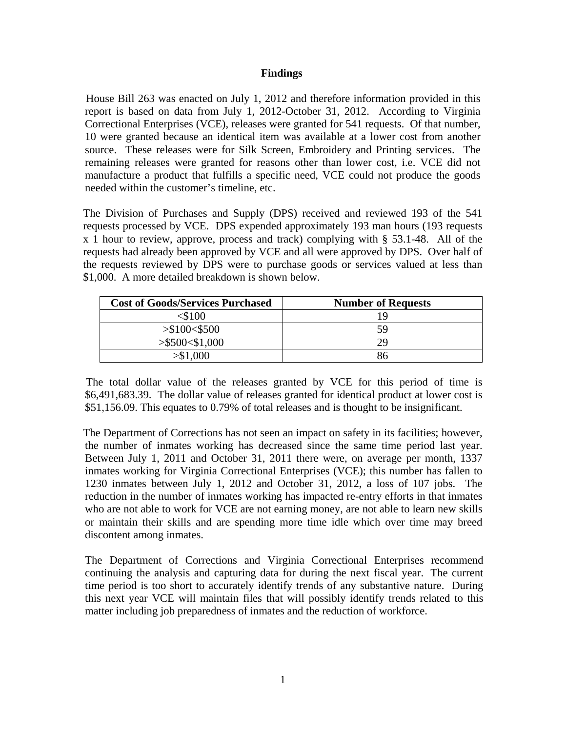## Findings

House Bill 263 was enacted on July 1, 2012 and therefore information provided in this report is based on data from July 1, 2012-October 31, 2012. According to Virginia Correctional Enterprises (VCE), releases were granted for 541 requests. Of that number, 10 were granted because an identical item was available at a lower cost from another source. These releases were for Silk Screen, Embroidery and Printing services. The remaining releases were granted for reasons other than lower cost, i.e. VCE did not manufacture a product that fulfills a specific need, VCE could not produce the goods needed within the customer's timeline, etc.

The Division of Purchases and Supply (DPS) received and reviewed 193 of the 541 requests processed by VCE. DPS expended approximately 193 man hours (193 requests x 1 hour to review, approve, process and track) complying with § 53.1-48. All of the requests had already been approved by VCE and all were approved by DPS. Over half of the requests reviewed by DPS were to purchase goods or services valued at less than $1,000. A more detailed breakdown is shown below.

| Cost of Goods/Services Purchased | Number of Requests |
|---|---|
| <$100 | 19 |
| >$100<$500 | 59 |
| >$500<$1,000 | 29 |
| >$1,000 | 86 |

The total dollar value of the releases granted by VCE for this period of time is $6,491,683.39. The dollar value of releases granted for identical product at lower cost is $51,156.09. This equates to 0.79% of total releases and is thought to be insignificant.

The Department of Corrections has not seen an impact on safety in its facilities; however, the number of inmates working has decreased since the same time period last year. Between July 1, 2011 and October 31, 2011 there were, on average per month, 1337 inmates working for Virginia Correctional Enterprises (VCE); this number has fallen to 1230 inmates between July 1, 2012 and October 31, 2012, a loss of 107 jobs. The reduction in the number of inmates working has impacted re-entry efforts in that inmates who are not able to work for VCE are not earning money, are not able to learn new skills or maintain their skills and are spending more time idle which over time may breed discontent among inmates.

The Department of Corrections and Virginia Correctional Enterprises recommend continuing the analysis and capturing data for during the next fiscal year. The current time period is too short to accurately identify trends of any substantive nature. During this next year VCE will maintain files that will possibly identify trends related to this matter including job preparedness of inmates and the reduction of workforce.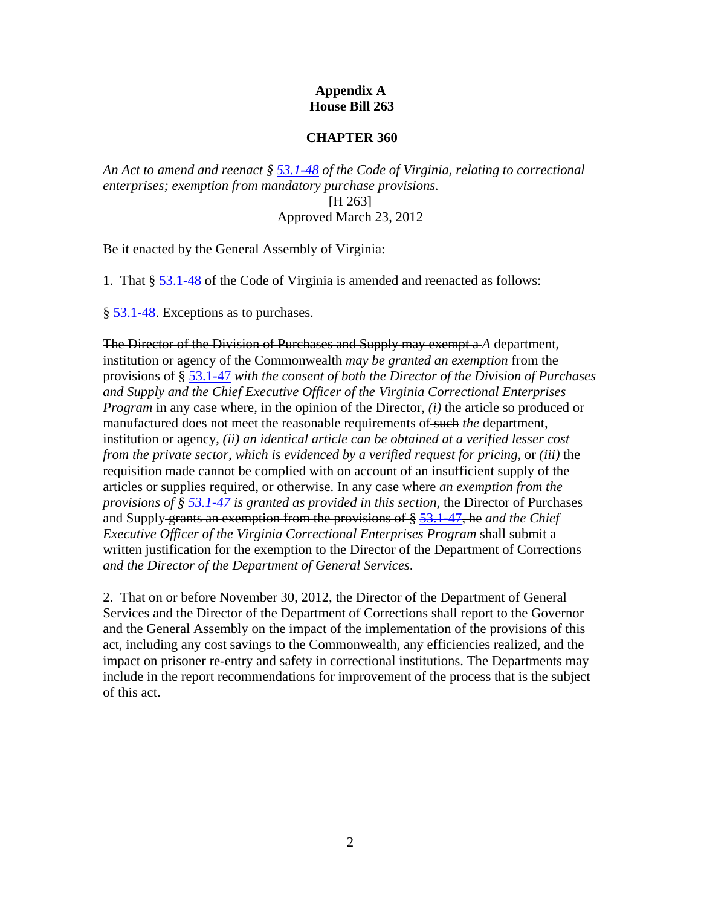**Appendix A**
**House Bill 263**

**CHAPTER 360**

*An Act to amend and reenact § 53.1-48 of the Code of Virginia, relating to correctional enterprises; exemption from mandatory purchase provisions.*

[H 263]

Approved March 23, 2012

Be it enacted by the General Assembly of Virginia:

1. That § 53.1-48 of the Code of Virginia is amended and reenacted as follows:

§ 53.1-48. Exceptions as to purchases.

~~The Director of the Division of Purchases and Supply may exempt a~~ *A* department, institution or agency of the Commonwealth *may be granted an exemption* from the provisions of § 53.1-47 *with the consent of both the Director of the Division of Purchases and Supply and the Chief Executive Officer of the Virginia Correctional Enterprises Program* in any case where~~, in the opinion of the Director,~~ *(i)* the article so produced or manufactured does not meet the reasonable requirements of ~~such~~ *the* department, institution or agency, *(ii) an identical article can be obtained at a verified lesser cost from the private sector, which is evidenced by a verified request for pricing,* or *(iii)* the requisition made cannot be complied with on account of an insufficient supply of the articles or supplies required, or otherwise. In any case where *an exemption from the provisions of § 53.1-47 is granted as provided in this section*, the Director of Purchases and Supply ~~grants an exemption from the provisions of § 53.1-47, he~~ *and the Chief Executive Officer of the Virginia Correctional Enterprises Program* shall submit a written justification for the exemption to the Director of the Department of Corrections *and the Director of the Department of General Services*.

2. That on or before November 30, 2012, the Director of the Department of General Services and the Director of the Department of Corrections shall report to the Governor and the General Assembly on the impact of the implementation of the provisions of this act, including any cost savings to the Commonwealth, any efficiencies realized, and the impact on prisoner re-entry and safety in correctional institutions. The Departments may include in the report recommendations for improvement of the process that is the subject of this act.